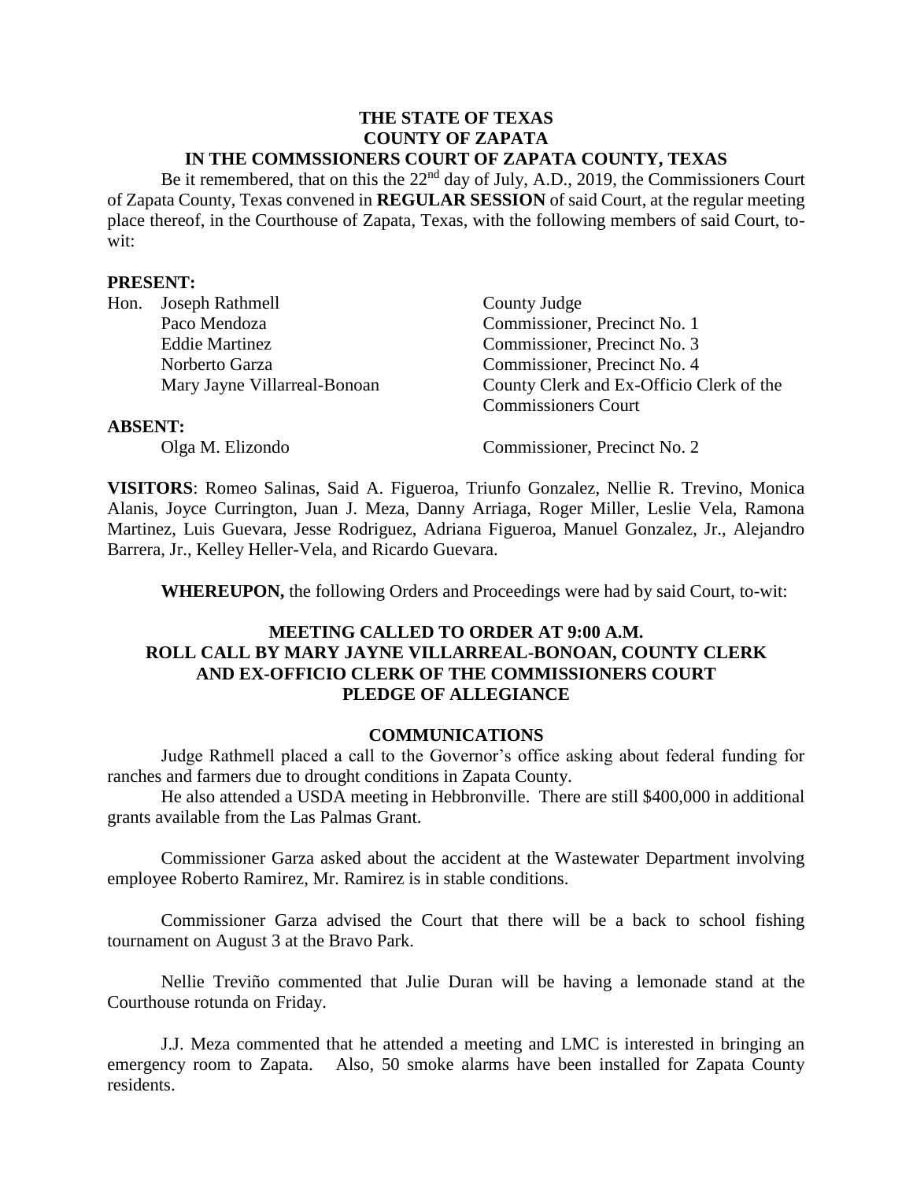**THE STATE OF TEXAS**
**COUNTY OF ZAPATA**
**IN THE COMMSSIONERS COURT OF ZAPATA COUNTY, TEXAS**

Be it remembered, that on this the 22nd day of July, A.D., 2019, the Commissioners Court of Zapata County, Texas convened in **REGULAR SESSION** of said Court, at the regular meeting place thereof, in the Courthouse of Zapata, Texas, with the following members of said Court, to-wit:

**PRESENT:**

| | |
|---|---|
| Hon. Joseph Rathmell | County Judge |
| Paco Mendoza | Commissioner, Precinct No. 1 |
| Eddie Martinez | Commissioner, Precinct No. 3 |
| Norberto Garza | Commissioner, Precinct No. 4 |
| Mary Jayne Villarreal-Bonoan | County Clerk and Ex-Officio Clerk of the Commissioners Court |

**ABSENT:**

| | |
|---|---|
| Olga M. Elizondo | Commissioner, Precinct No. 2 |

**VISITORS**: Romeo Salinas, Said A. Figueroa, Triunfo Gonzalez, Nellie R. Trevino, Monica Alanis, Joyce Currington, Juan J. Meza, Danny Arriaga, Roger Miller, Leslie Vela, Ramona Martinez, Luis Guevara, Jesse Rodriguez, Adriana Figueroa, Manuel Gonzalez, Jr., Alejandro Barrera, Jr., Kelley Heller-Vela, and Ricardo Guevara.

**WHEREUPON,** the following Orders and Proceedings were had by said Court, to-wit:

**MEETING CALLED TO ORDER AT 9:00 A.M.**
**ROLL CALL BY MARY JAYNE VILLARREAL-BONOAN, COUNTY CLERK AND EX-OFFICIO CLERK OF THE COMMISSIONERS COURT**
**PLEDGE OF ALLEGIANCE**

**COMMUNICATIONS**

Judge Rathmell placed a call to the Governor's office asking about federal funding for ranches and farmers due to drought conditions in Zapata County.

He also attended a USDA meeting in Hebbronville. There are still $400,000 in additional grants available from the Las Palmas Grant.

Commissioner Garza asked about the accident at the Wastewater Department involving employee Roberto Ramirez, Mr. Ramirez is in stable conditions.

Commissioner Garza advised the Court that there will be a back to school fishing tournament on August 3 at the Bravo Park.

Nellie Treviño commented that Julie Duran will be having a lemonade stand at the Courthouse rotunda on Friday.

J.J. Meza commented that he attended a meeting and LMC is interested in bringing an emergency room to Zapata. Also, 50 smoke alarms have been installed for Zapata County residents.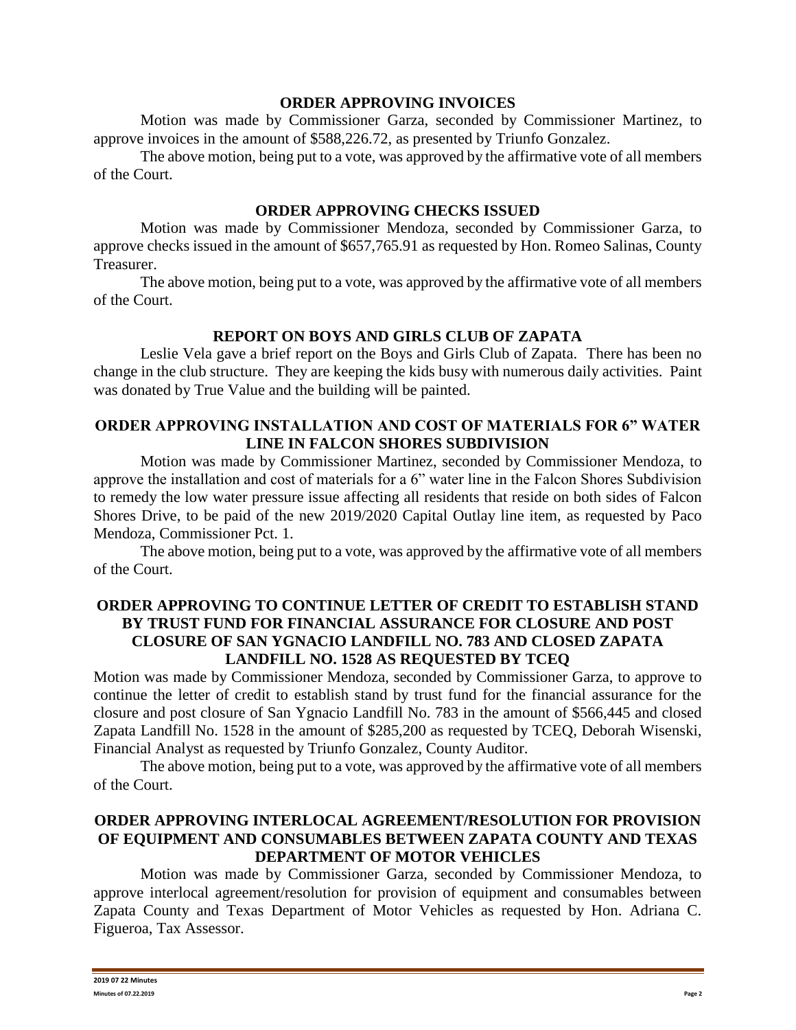## ORDER APPROVING INVOICES

Motion was made by Commissioner Garza, seconded by Commissioner Martinez, to approve invoices in the amount of $588,226.72, as presented by Triunfo Gonzalez.

The above motion, being put to a vote, was approved by the affirmative vote of all members of the Court.

## ORDER APPROVING CHECKS ISSUED

Motion was made by Commissioner Mendoza, seconded by Commissioner Garza, to approve checks issued in the amount of $657,765.91 as requested by Hon. Romeo Salinas, County Treasurer.

The above motion, being put to a vote, was approved by the affirmative vote of all members of the Court.

## REPORT ON BOYS AND GIRLS CLUB OF ZAPATA

Leslie Vela gave a brief report on the Boys and Girls Club of Zapata. There has been no change in the club structure. They are keeping the kids busy with numerous daily activities. Paint was donated by True Value and the building will be painted.

## ORDER APPROVING INSTALLATION AND COST OF MATERIALS FOR 6" WATER LINE IN FALCON SHORES SUBDIVISION

Motion was made by Commissioner Martinez, seconded by Commissioner Mendoza, to approve the installation and cost of materials for a 6" water line in the Falcon Shores Subdivision to remedy the low water pressure issue affecting all residents that reside on both sides of Falcon Shores Drive, to be paid of the new 2019/2020 Capital Outlay line item, as requested by Paco Mendoza, Commissioner Pct. 1.

The above motion, being put to a vote, was approved by the affirmative vote of all members of the Court.

## ORDER APPROVING TO CONTINUE LETTER OF CREDIT TO ESTABLISH STAND BY TRUST FUND FOR FINANCIAL ASSURANCE FOR CLOSURE AND POST CLOSURE OF SAN YGNACIO LANDFILL NO. 783 AND CLOSED ZAPATA LANDFILL NO. 1528 AS REQUESTED BY TCEQ

Motion was made by Commissioner Mendoza, seconded by Commissioner Garza, to approve to continue the letter of credit to establish stand by trust fund for the financial assurance for the closure and post closure of San Ygnacio Landfill No. 783 in the amount of $566,445 and closed Zapata Landfill No. 1528 in the amount of $285,200 as requested by TCEQ, Deborah Wisenski, Financial Analyst as requested by Triunfo Gonzalez, County Auditor.

The above motion, being put to a vote, was approved by the affirmative vote of all members of the Court.

## ORDER APPROVING INTERLOCAL AGREEMENT/RESOLUTION FOR PROVISION OF EQUIPMENT AND CONSUMABLES BETWEEN ZAPATA COUNTY AND TEXAS DEPARTMENT OF MOTOR VEHICLES

Motion was made by Commissioner Garza, seconded by Commissioner Mendoza, to approve interlocal agreement/resolution for provision of equipment and consumables between Zapata County and Texas Department of Motor Vehicles as requested by Hon. Adriana C. Figueroa, Tax Assessor.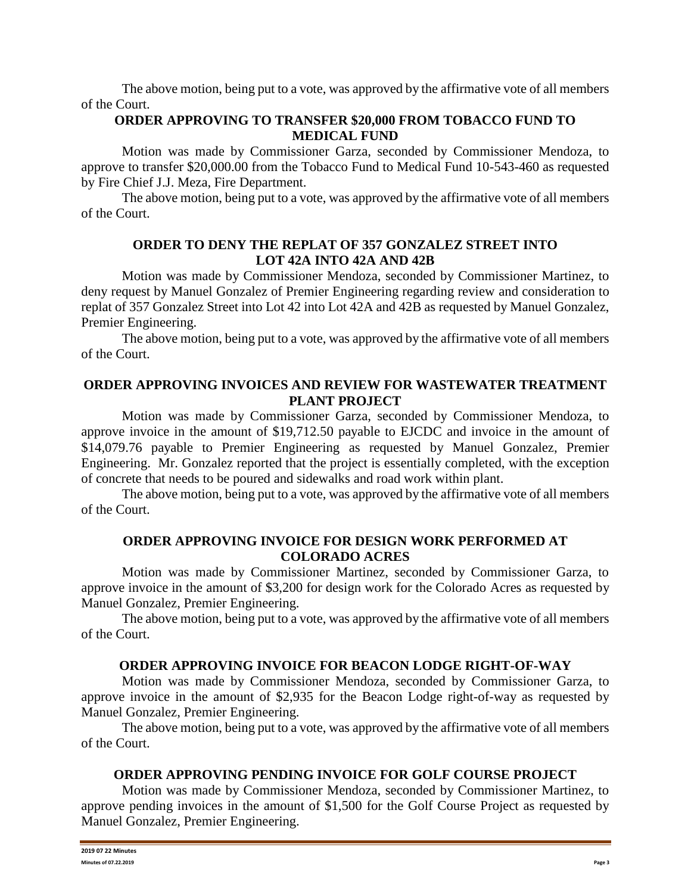The above motion, being put to a vote, was approved by the affirmative vote of all members of the Court.

**ORDER APPROVING TO TRANSFER $20,000 FROM TOBACCO FUND TO MEDICAL FUND**

Motion was made by Commissioner Garza, seconded by Commissioner Mendoza, to approve to transfer $20,000.00 from the Tobacco Fund to Medical Fund 10-543-460 as requested by Fire Chief J.J. Meza, Fire Department.

The above motion, being put to a vote, was approved by the affirmative vote of all members of the Court.

**ORDER TO DENY THE REPLAT OF 357 GONZALEZ STREET INTO LOT 42A INTO 42A AND 42B**

Motion was made by Commissioner Mendoza, seconded by Commissioner Martinez, to deny request by Manuel Gonzalez of Premier Engineering regarding review and consideration to replat of 357 Gonzalez Street into Lot 42 into Lot 42A and 42B as requested by Manuel Gonzalez, Premier Engineering.

The above motion, being put to a vote, was approved by the affirmative vote of all members of the Court.

**ORDER APPROVING INVOICES AND REVIEW FOR WASTEWATER TREATMENT PLANT PROJECT**

Motion was made by Commissioner Garza, seconded by Commissioner Mendoza, to approve invoice in the amount of $19,712.50 payable to EJCDC and invoice in the amount of $14,079.76 payable to Premier Engineering as requested by Manuel Gonzalez, Premier Engineering. Mr. Gonzalez reported that the project is essentially completed, with the exception of concrete that needs to be poured and sidewalks and road work within plant.

The above motion, being put to a vote, was approved by the affirmative vote of all members of the Court.

**ORDER APPROVING INVOICE FOR DESIGN WORK PERFORMED AT COLORADO ACRES**

Motion was made by Commissioner Martinez, seconded by Commissioner Garza, to approve invoice in the amount of $3,200 for design work for the Colorado Acres as requested by Manuel Gonzalez, Premier Engineering.

The above motion, being put to a vote, was approved by the affirmative vote of all members of the Court.

**ORDER APPROVING INVOICE FOR BEACON LODGE RIGHT-OF-WAY**

Motion was made by Commissioner Mendoza, seconded by Commissioner Garza, to approve invoice in the amount of $2,935 for the Beacon Lodge right-of-way as requested by Manuel Gonzalez, Premier Engineering.

The above motion, being put to a vote, was approved by the affirmative vote of all members of the Court.

**ORDER APPROVING PENDING INVOICE FOR GOLF COURSE PROJECT**

Motion was made by Commissioner Mendoza, seconded by Commissioner Martinez, to approve pending invoices in the amount of $1,500 for the Golf Course Project as requested by Manuel Gonzalez, Premier Engineering.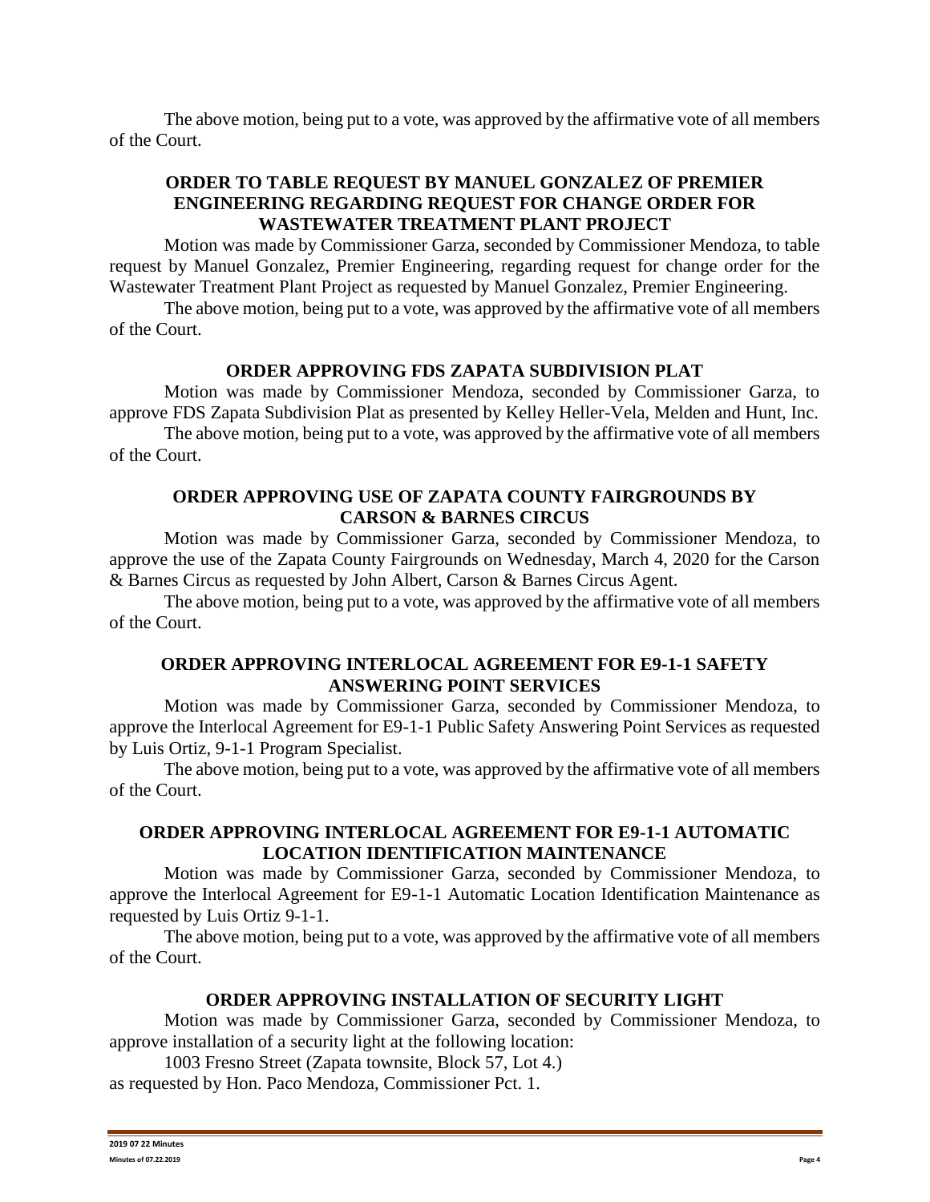The above motion, being put to a vote, was approved by the affirmative vote of all members of the Court.

**ORDER TO TABLE REQUEST BY MANUEL GONZALEZ OF PREMIER ENGINEERING REGARDING REQUEST FOR CHANGE ORDER FOR WASTEWATER TREATMENT PLANT PROJECT**

Motion was made by Commissioner Garza, seconded by Commissioner Mendoza, to table request by Manuel Gonzalez, Premier Engineering, regarding request for change order for the Wastewater Treatment Plant Project as requested by Manuel Gonzalez, Premier Engineering.

The above motion, being put to a vote, was approved by the affirmative vote of all members of the Court.

**ORDER APPROVING FDS ZAPATA SUBDIVISION PLAT**

Motion was made by Commissioner Mendoza, seconded by Commissioner Garza, to approve FDS Zapata Subdivision Plat as presented by Kelley Heller-Vela, Melden and Hunt, Inc.

The above motion, being put to a vote, was approved by the affirmative vote of all members of the Court.

**ORDER APPROVING USE OF ZAPATA COUNTY FAIRGROUNDS BY CARSON & BARNES CIRCUS**

Motion was made by Commissioner Garza, seconded by Commissioner Mendoza, to approve the use of the Zapata County Fairgrounds on Wednesday, March 4, 2020 for the Carson & Barnes Circus as requested by John Albert, Carson & Barnes Circus Agent.

The above motion, being put to a vote, was approved by the affirmative vote of all members of the Court.

**ORDER APPROVING INTERLOCAL AGREEMENT FOR E9-1-1 SAFETY ANSWERING POINT SERVICES**

Motion was made by Commissioner Garza, seconded by Commissioner Mendoza, to approve the Interlocal Agreement for E9-1-1 Public Safety Answering Point Services as requested by Luis Ortiz, 9-1-1 Program Specialist.

The above motion, being put to a vote, was approved by the affirmative vote of all members of the Court.

**ORDER APPROVING INTERLOCAL AGREEMENT FOR E9-1-1 AUTOMATIC LOCATION IDENTIFICATION MAINTENANCE**

Motion was made by Commissioner Garza, seconded by Commissioner Mendoza, to approve the Interlocal Agreement for E9-1-1 Automatic Location Identification Maintenance as requested by Luis Ortiz 9-1-1.

The above motion, being put to a vote, was approved by the affirmative vote of all members of the Court.

**ORDER APPROVING INSTALLATION OF SECURITY LIGHT**

Motion was made by Commissioner Garza, seconded by Commissioner Mendoza, to approve installation of a security light at the following location:

1003 Fresno Street (Zapata townsite, Block 57, Lot 4.)

as requested by Hon. Paco Mendoza, Commissioner Pct. 1.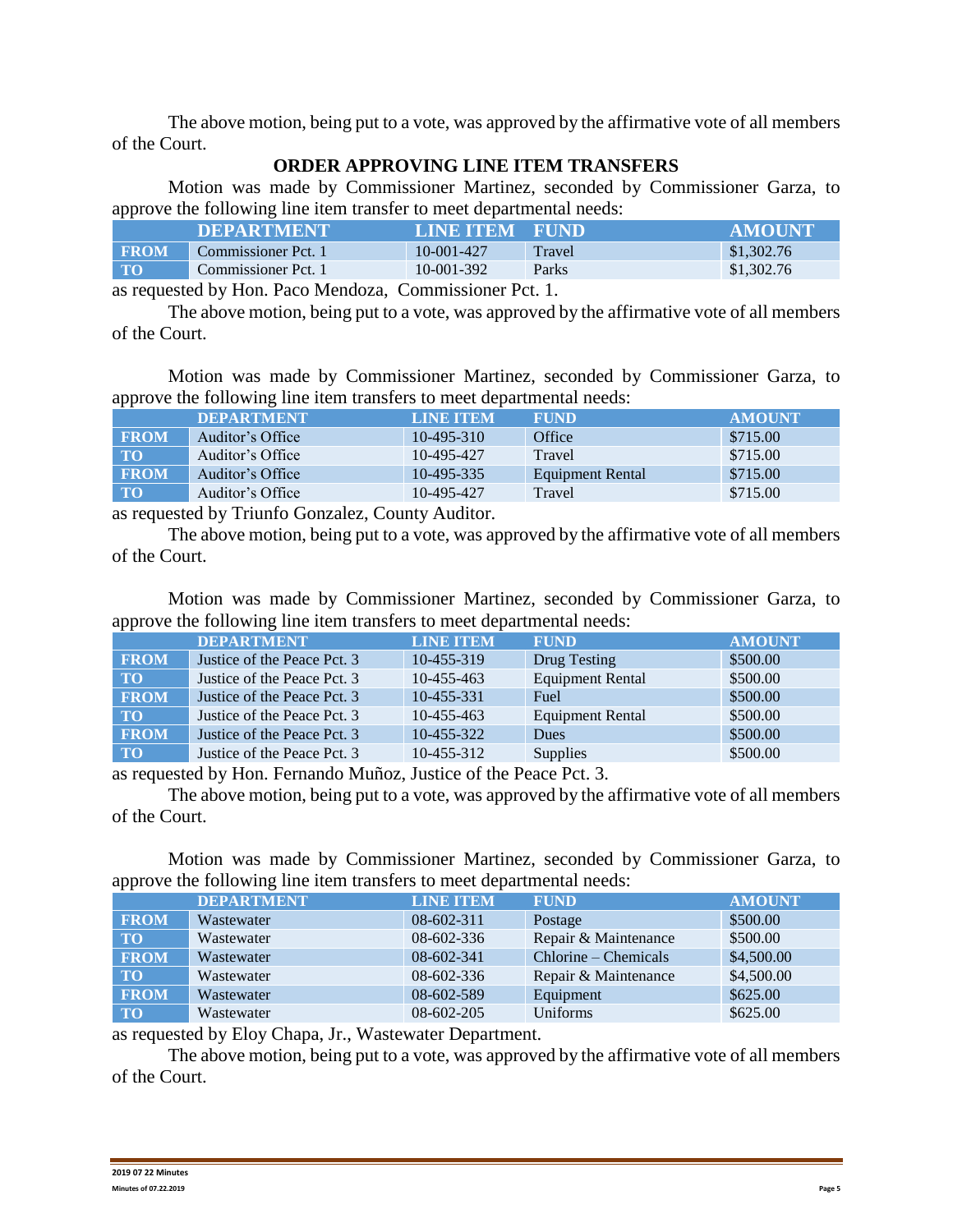The above motion, being put to a vote, was approved by the affirmative vote of all members of the Court.

## ORDER APPROVING LINE ITEM TRANSFERS

Motion was made by Commissioner Martinez, seconded by Commissioner Garza, to approve the following line item transfer to meet departmental needs:

| | DEPARTMENT | LINE ITEM | FUND | AMOUNT |
|---|---|---|---|---|
| FROM | Commissioner Pct. 1 | 10-001-427 | Travel | $1,302.76 |
| TO | Commissioner Pct. 1 | 10-001-392 | Parks | $1,302.76 |

as requested by Hon. Paco Mendoza, Commissioner Pct. 1.

The above motion, being put to a vote, was approved by the affirmative vote of all members of the Court.

Motion was made by Commissioner Martinez, seconded by Commissioner Garza, to approve the following line item transfers to meet departmental needs:

| | DEPARTMENT | LINE ITEM | FUND | AMOUNT |
|---|---|---|---|---|
| FROM | Auditor's Office | 10-495-310 | Office | $715.00 |
| TO | Auditor's Office | 10-495-427 | Travel | $715.00 |
| FROM | Auditor's Office | 10-495-335 | Equipment Rental | $715.00 |
| TO | Auditor's Office | 10-495-427 | Travel | $715.00 |

as requested by Triunfo Gonzalez, County Auditor.

The above motion, being put to a vote, was approved by the affirmative vote of all members of the Court.

Motion was made by Commissioner Martinez, seconded by Commissioner Garza, to approve the following line item transfers to meet departmental needs:

| | DEPARTMENT | LINE ITEM | FUND | AMOUNT |
|---|---|---|---|---|
| FROM | Justice of the Peace Pct. 3 | 10-455-319 | Drug Testing | $500.00 |
| TO | Justice of the Peace Pct. 3 | 10-455-463 | Equipment Rental | $500.00 |
| FROM | Justice of the Peace Pct. 3 | 10-455-331 | Fuel | $500.00 |
| TO | Justice of the Peace Pct. 3 | 10-455-463 | Equipment Rental | $500.00 |
| FROM | Justice of the Peace Pct. 3 | 10-455-322 | Dues | $500.00 |
| TO | Justice of the Peace Pct. 3 | 10-455-312 | Supplies | $500.00 |

as requested by Hon. Fernando Muñoz, Justice of the Peace Pct. 3.

The above motion, being put to a vote, was approved by the affirmative vote of all members of the Court.

Motion was made by Commissioner Martinez, seconded by Commissioner Garza, to approve the following line item transfers to meet departmental needs:

| | DEPARTMENT | LINE ITEM | FUND | AMOUNT |
|---|---|---|---|---|
| FROM | Wastewater | 08-602-311 | Postage | $500.00 |
| TO | Wastewater | 08-602-336 | Repair & Maintenance | $500.00 |
| FROM | Wastewater | 08-602-341 | Chlorine – Chemicals | $4,500.00 |
| TO | Wastewater | 08-602-336 | Repair & Maintenance | $4,500.00 |
| FROM | Wastewater | 08-602-589 | Equipment | $625.00 |
| TO | Wastewater | 08-602-205 | Uniforms | $625.00 |

as requested by Eloy Chapa, Jr., Wastewater Department.

The above motion, being put to a vote, was approved by the affirmative vote of all members of the Court.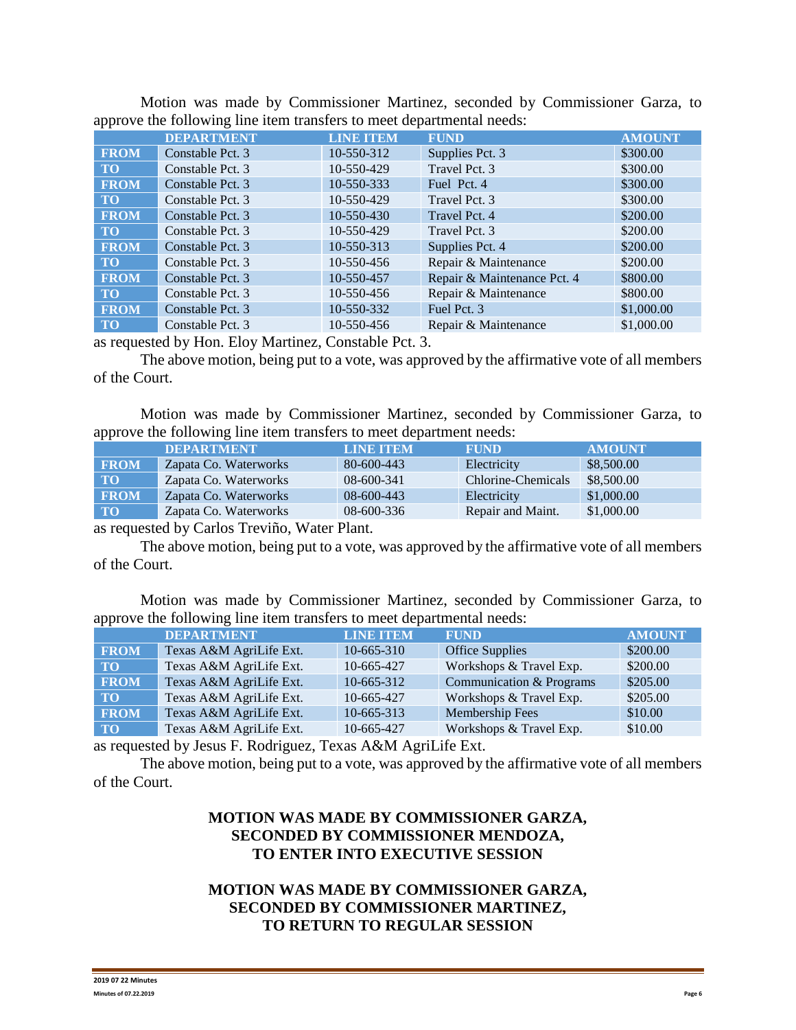Motion was made by Commissioner Martinez, seconded by Commissioner Garza, to approve the following line item transfers to meet departmental needs:

| | DEPARTMENT | LINE ITEM | FUND | AMOUNT |
|---|---|---|---|---|
| FROM | Constable Pct. 3 | 10-550-312 | Supplies Pct. 3 | $300.00 |
| TO | Constable Pct. 3 | 10-550-429 | Travel Pct. 3 | $300.00 |
| FROM | Constable Pct. 3 | 10-550-333 | Fuel Pct. 4 | $300.00 |
| TO | Constable Pct. 3 | 10-550-429 | Travel Pct. 3 | $300.00 |
| FROM | Constable Pct. 3 | 10-550-430 | Travel Pct. 4 | $200.00 |
| TO | Constable Pct. 3 | 10-550-429 | Travel Pct. 3 | $200.00 |
| FROM | Constable Pct. 3 | 10-550-313 | Supplies Pct. 4 | $200.00 |
| TO | Constable Pct. 3 | 10-550-456 | Repair & Maintenance | $200.00 |
| FROM | Constable Pct. 3 | 10-550-457 | Repair & Maintenance Pct. 4 | $800.00 |
| TO | Constable Pct. 3 | 10-550-456 | Repair & Maintenance | $800.00 |
| FROM | Constable Pct. 3 | 10-550-332 | Fuel Pct. 3 | $1,000.00 |
| TO | Constable Pct. 3 | 10-550-456 | Repair & Maintenance | $1,000.00 |

as requested by Hon. Eloy Martinez, Constable Pct. 3.

The above motion, being put to a vote, was approved by the affirmative vote of all members of the Court.

Motion was made by Commissioner Martinez, seconded by Commissioner Garza, to approve the following line item transfers to meet department needs:

| | DEPARTMENT | LINE ITEM | FUND | AMOUNT |
|---|---|---|---|---|
| FROM | Zapata Co. Waterworks | 80-600-443 | Electricity | $8,500.00 |
| TO | Zapata Co. Waterworks | 08-600-341 | Chlorine-Chemicals | $8,500.00 |
| FROM | Zapata Co. Waterworks | 08-600-443 | Electricity | $1,000.00 |
| TO | Zapata Co. Waterworks | 08-600-336 | Repair and Maint. | $1,000.00 |

as requested by Carlos Treviño, Water Plant.

The above motion, being put to a vote, was approved by the affirmative vote of all members of the Court.

Motion was made by Commissioner Martinez, seconded by Commissioner Garza, to approve the following line item transfers to meet departmental needs:

| | DEPARTMENT | LINE ITEM | FUND | AMOUNT |
|---|---|---|---|---|
| FROM | Texas A&M AgriLife Ext. | 10-665-310 | Office Supplies | $200.00 |
| TO | Texas A&M AgriLife Ext. | 10-665-427 | Workshops & Travel Exp. | $200.00 |
| FROM | Texas A&M AgriLife Ext. | 10-665-312 | Communication & Programs | $205.00 |
| TO | Texas A&M AgriLife Ext. | 10-665-427 | Workshops & Travel Exp. | $205.00 |
| FROM | Texas A&M AgriLife Ext. | 10-665-313 | Membership Fees | $10.00 |
| TO | Texas A&M AgriLife Ext. | 10-665-427 | Workshops & Travel Exp. | $10.00 |

as requested by Jesus F. Rodriguez, Texas A&M AgriLife Ext.

The above motion, being put to a vote, was approved by the affirmative vote of all members of the Court.

**MOTION WAS MADE BY COMMISSIONER GARZA, SECONDED BY COMMISSIONER MENDOZA, TO ENTER INTO EXECUTIVE SESSION**

**MOTION WAS MADE BY COMMISSIONER GARZA, SECONDED BY COMMISSIONER MARTINEZ, TO RETURN TO REGULAR SESSION**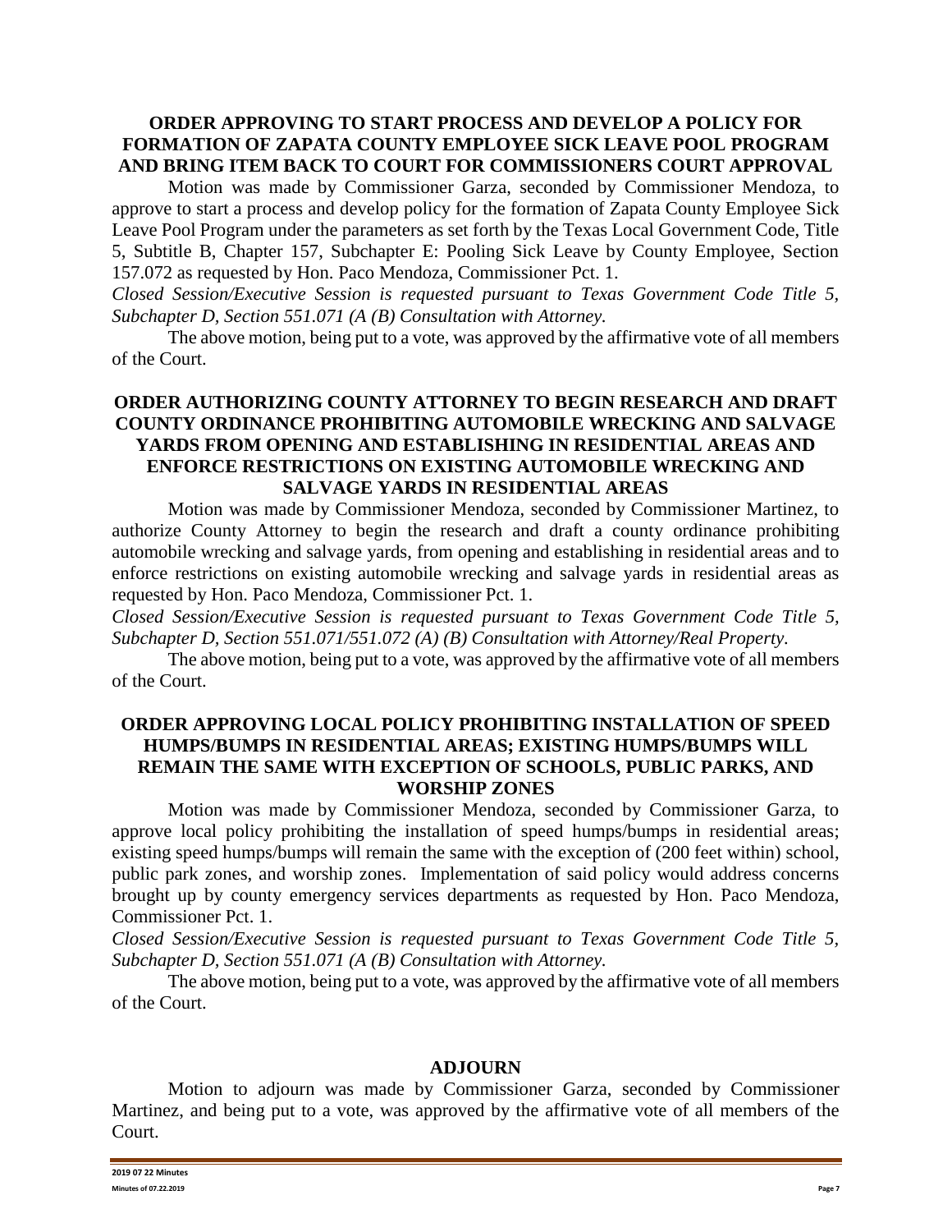**ORDER APPROVING TO START PROCESS AND DEVELOP A POLICY FOR FORMATION OF ZAPATA COUNTY EMPLOYEE SICK LEAVE POOL PROGRAM AND BRING ITEM BACK TO COURT FOR COMMISSIONERS COURT APPROVAL**

Motion was made by Commissioner Garza, seconded by Commissioner Mendoza, to approve to start a process and develop policy for the formation of Zapata County Employee Sick Leave Pool Program under the parameters as set forth by the Texas Local Government Code, Title 5, Subtitle B, Chapter 157, Subchapter E: Pooling Sick Leave by County Employee, Section 157.072 as requested by Hon. Paco Mendoza, Commissioner Pct. 1.

*Closed Session/Executive Session is requested pursuant to Texas Government Code Title 5, Subchapter D, Section 551.071 (A (B) Consultation with Attorney.*

The above motion, being put to a vote, was approved by the affirmative vote of all members of the Court.

**ORDER AUTHORIZING COUNTY ATTORNEY TO BEGIN RESEARCH AND DRAFT COUNTY ORDINANCE PROHIBITING AUTOMOBILE WRECKING AND SALVAGE YARDS FROM OPENING AND ESTABLISHING IN RESIDENTIAL AREAS AND ENFORCE RESTRICTIONS ON EXISTING AUTOMOBILE WRECKING AND SALVAGE YARDS IN RESIDENTIAL AREAS**

Motion was made by Commissioner Mendoza, seconded by Commissioner Martinez, to authorize County Attorney to begin the research and draft a county ordinance prohibiting automobile wrecking and salvage yards, from opening and establishing in residential areas and to enforce restrictions on existing automobile wrecking and salvage yards in residential areas as requested by Hon. Paco Mendoza, Commissioner Pct. 1.

*Closed Session/Executive Session is requested pursuant to Texas Government Code Title 5, Subchapter D, Section 551.071/551.072 (A) (B) Consultation with Attorney/Real Property.*

The above motion, being put to a vote, was approved by the affirmative vote of all members of the Court.

**ORDER APPROVING LOCAL POLICY PROHIBITING INSTALLATION OF SPEED HUMPS/BUMPS IN RESIDENTIAL AREAS; EXISTING HUMPS/BUMPS WILL REMAIN THE SAME WITH EXCEPTION OF SCHOOLS, PUBLIC PARKS, AND WORSHIP ZONES**

Motion was made by Commissioner Mendoza, seconded by Commissioner Garza, to approve local policy prohibiting the installation of speed humps/bumps in residential areas; existing speed humps/bumps will remain the same with the exception of (200 feet within) school, public park zones, and worship zones. Implementation of said policy would address concerns brought up by county emergency services departments as requested by Hon. Paco Mendoza, Commissioner Pct. 1.

*Closed Session/Executive Session is requested pursuant to Texas Government Code Title 5, Subchapter D, Section 551.071 (A (B) Consultation with Attorney.*

The above motion, being put to a vote, was approved by the affirmative vote of all members of the Court.

**ADJOURN**

Motion to adjourn was made by Commissioner Garza, seconded by Commissioner Martinez, and being put to a vote, was approved by the affirmative vote of all members of the Court.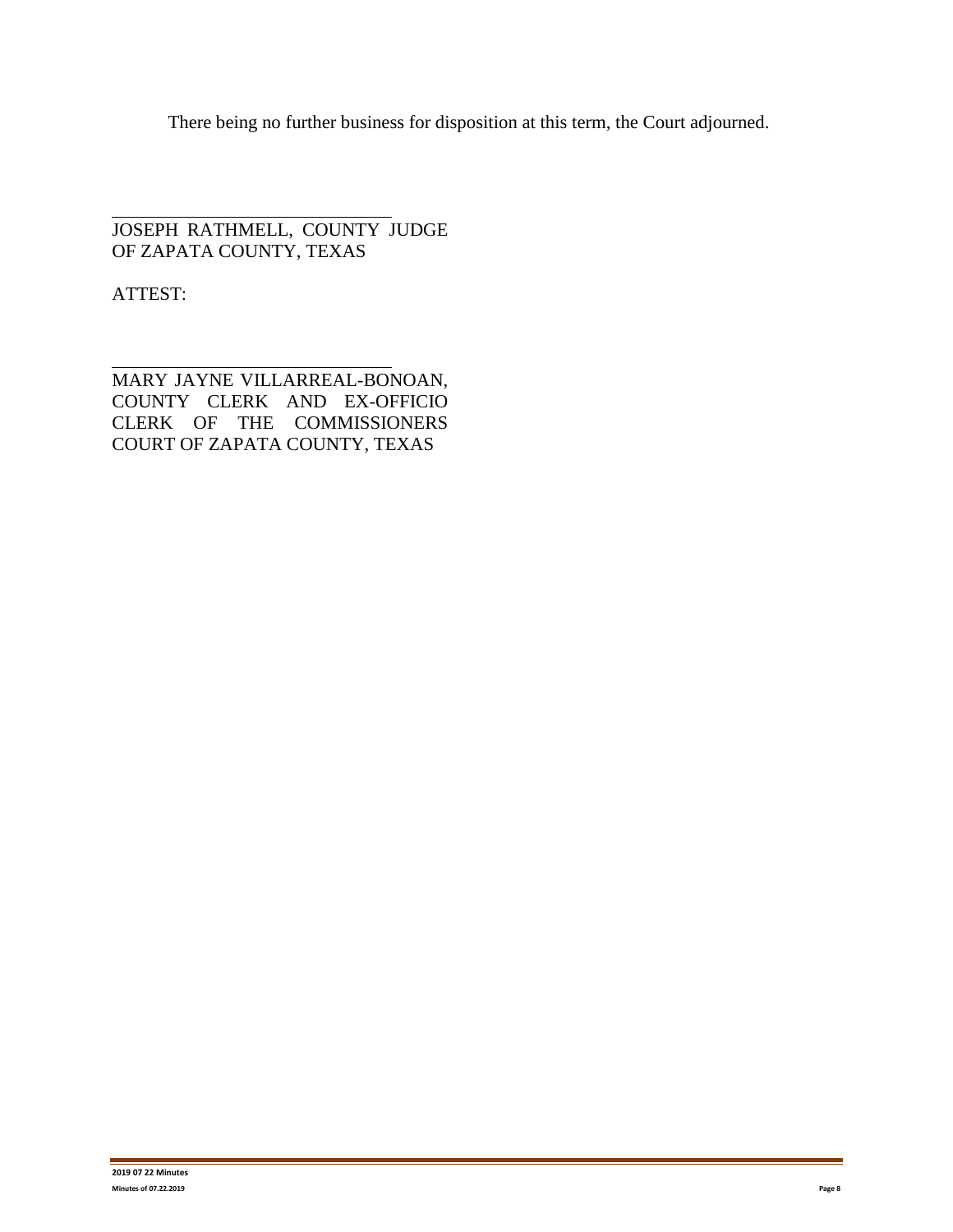There being no further business for disposition at this term, the Court adjourned.

\_\_\_\_\_\_\_\_\_\_\_\_\_\_\_\_\_\_\_\_\_\_\_\_\_\_\_\_\_\_

JOSEPH RATHMELL, COUNTY JUDGE
OF ZAPATA COUNTY, TEXAS

ATTEST:

\_\_\_\_\_\_\_\_\_\_\_\_\_\_\_\_\_\_\_\_\_\_\_\_\_\_\_\_\_\_

MARY JAYNE VILLARREAL-BONOAN,
COUNTY CLERK AND EX-OFFICIO
CLERK OF THE COMMISSIONERS
COURT OF ZAPATA COUNTY, TEXAS